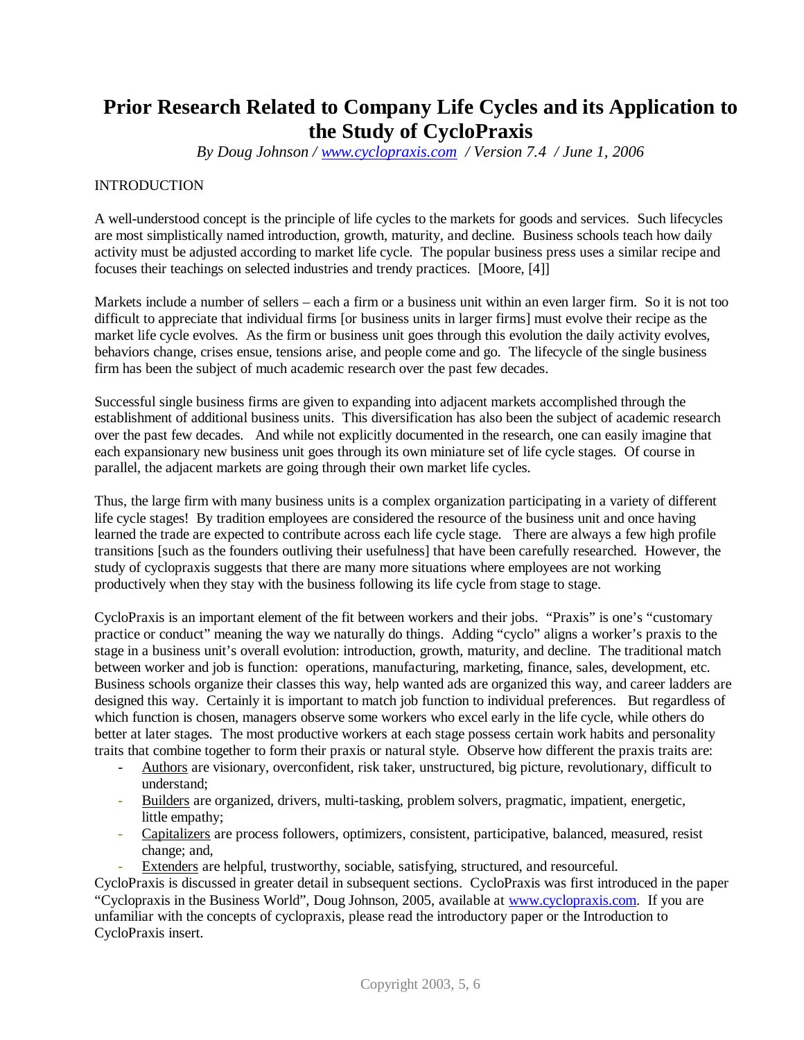# Prior Research Related to Company Life Cycles and its Application to the Study of CycloPraxis

*By Doug Johnson / www.cyclopraxis.com / Version 7.4 / June 1, 2006*

INTRODUCTION

A well-understood concept is the principle of life cycles to the markets for goods and services. Such lifecycles are most simplistically named introduction, growth, maturity, and decline. Business schools teach how daily activity must be adjusted according to market life cycle. The popular business press uses a similar recipe and focuses their teachings on selected industries and trendy practices. [Moore, [4]]

Markets include a number of sellers – each a firm or a business unit within an even larger firm. So it is not too difficult to appreciate that individual firms [or business units in larger firms] must evolve their recipe as the market life cycle evolves. As the firm or business unit goes through this evolution the daily activity evolves, behaviors change, crises ensue, tensions arise, and people come and go. The lifecycle of the single business firm has been the subject of much academic research over the past few decades.

Successful single business firms are given to expanding into adjacent markets accomplished through the establishment of additional business units. This diversification has also been the subject of academic research over the past few decades. And while not explicitly documented in the research, one can easily imagine that each expansionary new business unit goes through its own miniature set of life cycle stages. Of course in parallel, the adjacent markets are going through their own market life cycles.

Thus, the large firm with many business units is a complex organization participating in a variety of different life cycle stages! By tradition employees are considered the resource of the business unit and once having learned the trade are expected to contribute across each life cycle stage. There are always a few high profile transitions [such as the founders outliving their usefulness] that have been carefully researched. However, the study of cyclopraxis suggests that there are many more situations where employees are not working productively when they stay with the business following its life cycle from stage to stage.

CycloPraxis is an important element of the fit between workers and their jobs. "Praxis" is one's "customary practice or conduct" meaning the way we naturally do things. Adding "cyclo" aligns a worker's praxis to the stage in a business unit's overall evolution: introduction, growth, maturity, and decline. The traditional match between worker and job is function: operations, manufacturing, marketing, finance, sales, development, etc. Business schools organize their classes this way, help wanted ads are organized this way, and career ladders are designed this way. Certainly it is important to match job function to individual preferences. But regardless of which function is chosen, managers observe some workers who excel early in the life cycle, while others do better at later stages. The most productive workers at each stage possess certain work habits and personality traits that combine together to form their praxis or natural style. Observe how different the praxis traits are:

- Authors are visionary, overconfident, risk taker, unstructured, big picture, revolutionary, difficult to understand;
- Builders are organized, drivers, multi-tasking, problem solvers, pragmatic, impatient, energetic, little empathy;
- Capitalizers are process followers, optimizers, consistent, participative, balanced, measured, resist change; and,
- Extenders are helpful, trustworthy, sociable, satisfying, structured, and resourceful.

CycloPraxis is discussed in greater detail in subsequent sections. CycloPraxis was first introduced in the paper "Cyclopraxis in the Business World", Doug Johnson, 2005, available at www.cyclopraxis.com. If you are unfamiliar with the concepts of cyclopraxis, please read the introductory paper or the Introduction to CycloPraxis insert.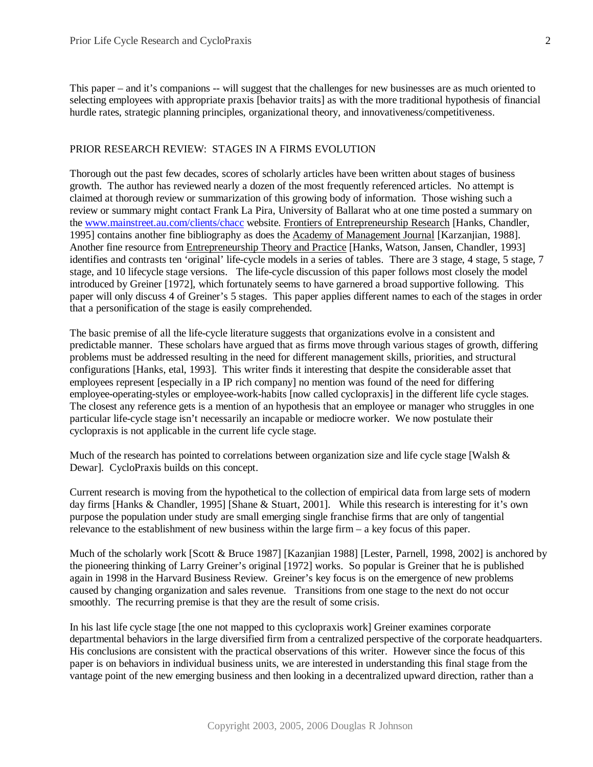This paper – and it's companions -- will suggest that the challenges for new businesses are as much oriented to selecting employees with appropriate praxis [behavior traits] as with the more traditional hypothesis of financial hurdle rates, strategic planning principles, organizational theory, and innovativeness/competitiveness.

## PRIOR RESEARCH REVIEW: STAGES IN A FIRMS EVOLUTION

Thorough out the past few decades, scores of scholarly articles have been written about stages of business growth. The author has reviewed nearly a dozen of the most frequently referenced articles. No attempt is claimed at thorough review or summarization of this growing body of information. Those wishing such a review or summary might contact Frank La Pira, University of Ballarat who at one time posted a summary on the [www.mainstreet.au.com/clients/chacc](www.mainstreet.au.com/clients/chacc) website. Frontiers of Entrepreneurship Research [Hanks, Chandler, 1995] contains another fine bibliography as does the Academy of Management Journal [Karzanjian, 1988]. Another fine resource from Entrepreneurship Theory and Practice [Hanks, Watson, Jansen, Chandler, 1993] identifies and contrasts ten 'original' life-cycle models in a series of tables. There are 3 stage, 4 stage, 5 stage, 7 stage, and 10 lifecycle stage versions. The life-cycle discussion of this paper follows most closely the model introduced by Greiner [1972], which fortunately seems to have garnered a broad supportive following. This paper will only discuss 4 of Greiner's 5 stages. This paper applies different names to each of the stages in order that a personification of the stage is easily comprehended.

The basic premise of all the life-cycle literature suggests that organizations evolve in a consistent and predictable manner. These scholars have argued that as firms move through various stages of growth, differing problems must be addressed resulting in the need for different management skills, priorities, and structural configurations [Hanks, etal, 1993]. This writer finds it interesting that despite the considerable asset that employees represent [especially in a IP rich company] no mention was found of the need for differing employee-operating-styles or employee-work-habits [now called cyclopraxis] in the different life cycle stages. The closest any reference gets is a mention of an hypothesis that an employee or manager who struggles in one particular life-cycle stage isn't necessarily an incapable or mediocre worker. We now postulate their cyclopraxis is not applicable in the current life cycle stage.

Much of the research has pointed to correlations between organization size and life cycle stage [Walsh & Dewar]. CycloPraxis builds on this concept.

Current research is moving from the hypothetical to the collection of empirical data from large sets of modern day firms [Hanks & Chandler, 1995] [Shane & Stuart, 2001]. While this research is interesting for it's own purpose the population under study are small emerging single franchise firms that are only of tangential relevance to the establishment of new business within the large firm – a key focus of this paper.

Much of the scholarly work [Scott & Bruce 1987] [Kazanjian 1988] [Lester, Parnell, 1998, 2002] is anchored by the pioneering thinking of Larry Greiner's original [1972] works. So popular is Greiner that he is published again in 1998 in the Harvard Business Review. Greiner's key focus is on the emergence of new problems caused by changing organization and sales revenue. Transitions from one stage to the next do not occur smoothly. The recurring premise is that they are the result of some crisis.

In his last life cycle stage [the one not mapped to this cyclopraxis work] Greiner examines corporate departmental behaviors in the large diversified firm from a centralized perspective of the corporate headquarters. His conclusions are consistent with the practical observations of this writer. However since the focus of this paper is on behaviors in individual business units, we are interested in understanding this final stage from the vantage point of the new emerging business and then looking in a decentralized upward direction, rather than a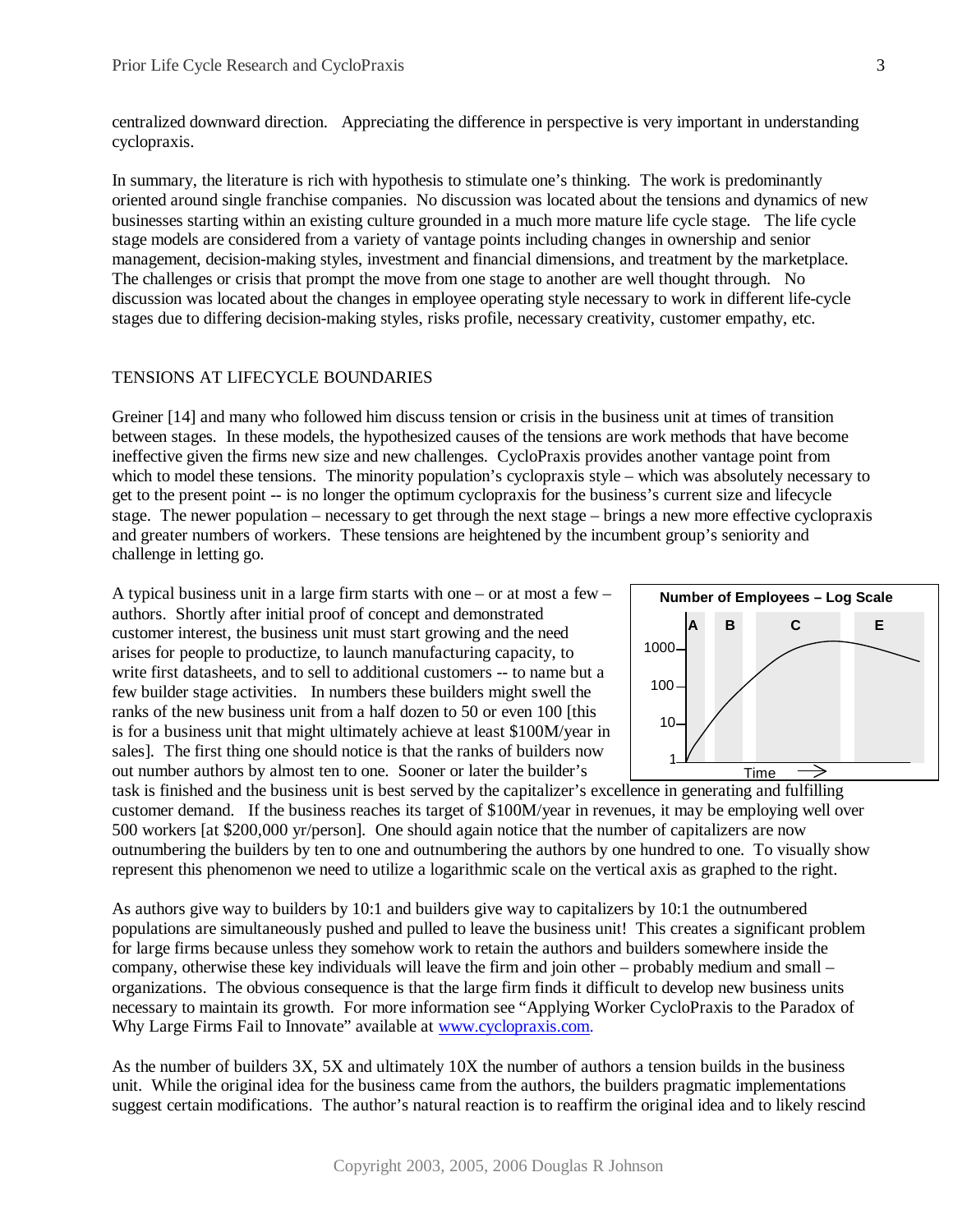centralized downward direction. Appreciating the difference in perspective is very important in understanding cyclopraxis.

In summary, the literature is rich with hypothesis to stimulate one's thinking. The work is predominantly oriented around single franchise companies. No discussion was located about the tensions and dynamics of new businesses starting within an existing culture grounded in a much more mature life cycle stage. The life cycle stage models are considered from a variety of vantage points including changes in ownership and senior management, decision-making styles, investment and financial dimensions, and treatment by the marketplace. The challenges or crisis that prompt the move from one stage to another are well thought through. No discussion was located about the changes in employee operating style necessary to work in different life-cycle stages due to differing decision-making styles, risks profile, necessary creativity, customer empathy, etc.

## TENSIONS AT LIFECYCLE BOUNDARIES

Greiner [14] and many who followed him discuss tension or crisis in the business unit at times of transition between stages. In these models, the hypothesized causes of the tensions are work methods that have become ineffective given the firms new size and new challenges. CycloPraxis provides another vantage point from which to model these tensions. The minority population's cyclopraxis style – which was absolutely necessary to get to the present point -- is no longer the optimum cyclopraxis for the business's current size and lifecycle stage. The newer population – necessary to get through the next stage – brings a new more effective cyclopraxis and greater numbers of workers. These tensions are heightened by the incumbent group's seniority and challenge in letting go.

A typical business unit in a large firm starts with one – or at most a few – authors. Shortly after initial proof of concept and demonstrated customer interest, the business unit must start growing and the need arises for people to productize, to launch manufacturing capacity, to write first datasheets, and to sell to additional customers -- to name but a few builder stage activities. In numbers these builders might swell the ranks of the new business unit from a half dozen to 50 or even 100 [this is for a business unit that might ultimately achieve at least $100M/year in sales]. The first thing one should notice is that the ranks of builders now out number authors by almost ten to one. Sooner or later the builder's task is finished and the business unit is best served by the capitalizer's excellence in generating and fulfilling customer demand. If the business reaches its target of $100M/year in revenues, it may be employing well over 500 workers [at $200,000 yr/person]. One should again notice that the number of capitalizers are now outnumbering the builders by ten to one and outnumbering the authors by one hundred to one. To visually show represent this phenomenon we need to utilize a logarithmic scale on the vertical axis as graphed to the right.

**Number of Employees – Log Scale**

A B C E

1000, 100, 10, 1

Time →

As authors give way to builders by 10:1 and builders give way to capitalizers by 10:1 the outnumbered populations are simultaneously pushed and pulled to leave the business unit! This creates a significant problem for large firms because unless they somehow work to retain the authors and builders somewhere inside the company, otherwise these key individuals will leave the firm and join other – probably medium and small – organizations. The obvious consequence is that the large firm finds it difficult to develop new business units necessary to maintain its growth. For more information see "Applying Worker CycloPraxis to the Paradox of Why Large Firms Fail to Innovate" available at www.cyclopraxis.com.

As the number of builders 3X, 5X and ultimately 10X the number of authors a tension builds in the business unit. While the original idea for the business came from the authors, the builders pragmatic implementations suggest certain modifications. The author's natural reaction is to reaffirm the original idea and to likely rescind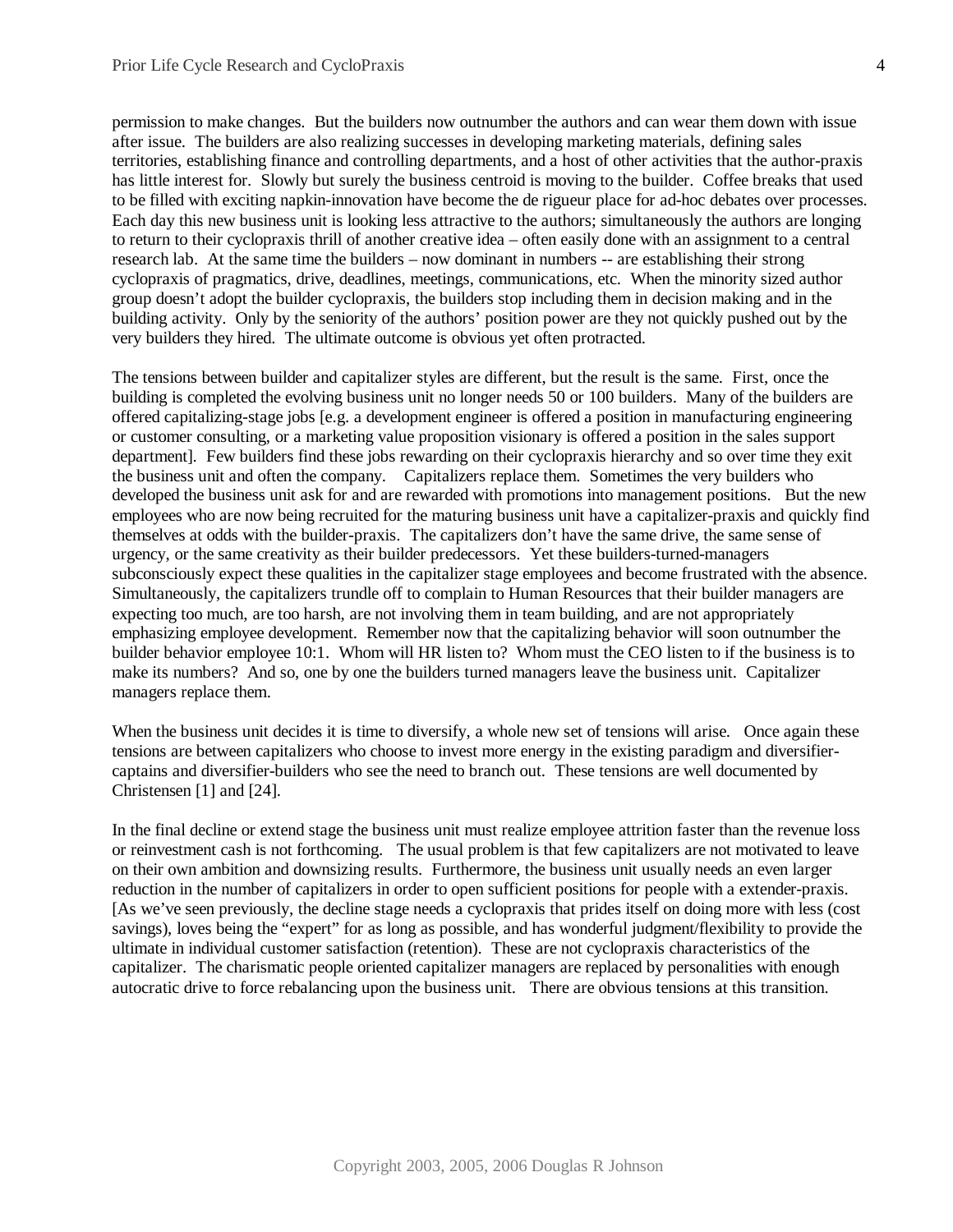permission to make changes. But the builders now outnumber the authors and can wear them down with issue after issue. The builders are also realizing successes in developing marketing materials, defining sales territories, establishing finance and controlling departments, and a host of other activities that the author-praxis has little interest for. Slowly but surely the business centroid is moving to the builder. Coffee breaks that used to be filled with exciting napkin-innovation have become the de rigueur place for ad-hoc debates over processes. Each day this new business unit is looking less attractive to the authors; simultaneously the authors are longing to return to their cyclopraxis thrill of another creative idea – often easily done with an assignment to a central research lab. At the same time the builders – now dominant in numbers -- are establishing their strong cyclopraxis of pragmatics, drive, deadlines, meetings, communications, etc. When the minority sized author group doesn't adopt the builder cyclopraxis, the builders stop including them in decision making and in the building activity. Only by the seniority of the authors' position power are they not quickly pushed out by the very builders they hired. The ultimate outcome is obvious yet often protracted.

The tensions between builder and capitalizer styles are different, but the result is the same. First, once the building is completed the evolving business unit no longer needs 50 or 100 builders. Many of the builders are offered capitalizing-stage jobs [e.g. a development engineer is offered a position in manufacturing engineering or customer consulting, or a marketing value proposition visionary is offered a position in the sales support department]. Few builders find these jobs rewarding on their cyclopraxis hierarchy and so over time they exit the business unit and often the company. Capitalizers replace them. Sometimes the very builders who developed the business unit ask for and are rewarded with promotions into management positions. But the new employees who are now being recruited for the maturing business unit have a capitalizer-praxis and quickly find themselves at odds with the builder-praxis. The capitalizers don't have the same drive, the same sense of urgency, or the same creativity as their builder predecessors. Yet these builders-turned-managers subconsciously expect these qualities in the capitalizer stage employees and become frustrated with the absence. Simultaneously, the capitalizers trundle off to complain to Human Resources that their builder managers are expecting too much, are too harsh, are not involving them in team building, and are not appropriately emphasizing employee development. Remember now that the capitalizing behavior will soon outnumber the builder behavior employee 10:1. Whom will HR listen to? Whom must the CEO listen to if the business is to make its numbers? And so, one by one the builders turned managers leave the business unit. Capitalizer managers replace them.

When the business unit decides it is time to diversify, a whole new set of tensions will arise. Once again these tensions are between capitalizers who choose to invest more energy in the existing paradigm and diversifier-captains and diversifier-builders who see the need to branch out. These tensions are well documented by Christensen [1] and [24].

In the final decline or extend stage the business unit must realize employee attrition faster than the revenue loss or reinvestment cash is not forthcoming. The usual problem is that few capitalizers are not motivated to leave on their own ambition and downsizing results. Furthermore, the business unit usually needs an even larger reduction in the number of capitalizers in order to open sufficient positions for people with a extender-praxis. [As we've seen previously, the decline stage needs a cyclopraxis that prides itself on doing more with less (cost savings), loves being the "expert" for as long as possible, and has wonderful judgment/flexibility to provide the ultimate in individual customer satisfaction (retention). These are not cyclopraxis characteristics of the capitalizer. The charismatic people oriented capitalizer managers are replaced by personalities with enough autocratic drive to force rebalancing upon the business unit. There are obvious tensions at this transition.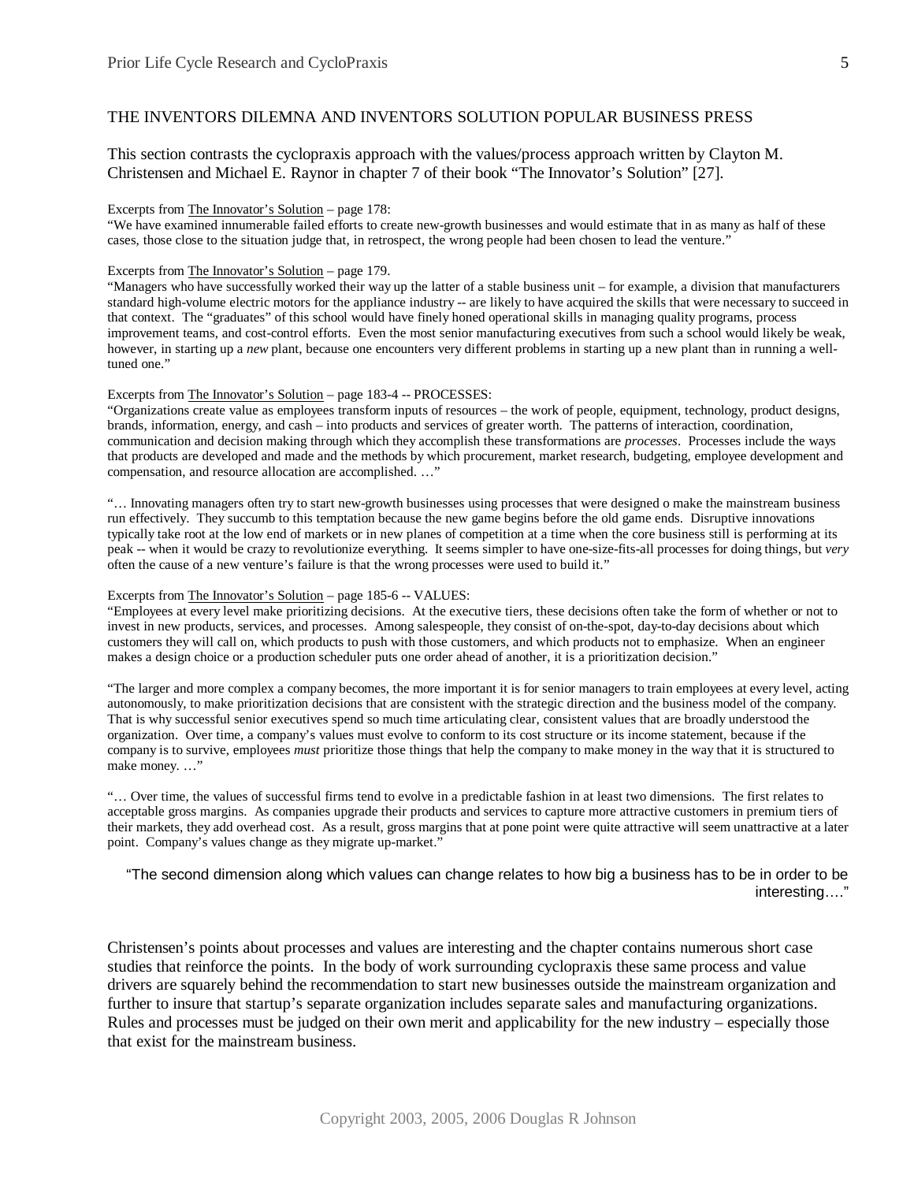## THE INVENTORS DILEMNA AND INVENTORS SOLUTION POPULAR BUSINESS PRESS

This section contrasts the cyclopraxis approach with the values/process approach written by Clayton M. Christensen and Michael E. Raynor in chapter 7 of their book "The Innovator's Solution" [27].

Excerpts from The Innovator's Solution – page 178:
"We have examined innumerable failed efforts to create new-growth businesses and would estimate that in as many as half of these cases, those close to the situation judge that, in retrospect, the wrong people had been chosen to lead the venture."

Excerpts from The Innovator's Solution – page 179.
"Managers who have successfully worked their way up the latter of a stable business unit – for example, a division that manufacturers standard high-volume electric motors for the appliance industry -- are likely to have acquired the skills that were necessary to succeed in that context. The "graduates" of this school would have finely honed operational skills in managing quality programs, process improvement teams, and cost-control efforts. Even the most senior manufacturing executives from such a school would likely be weak, however, in starting up a *new* plant, because one encounters very different problems in starting up a new plant than in running a well-tuned one."

Excerpts from The Innovator's Solution – page 183-4 -- PROCESSES:
"Organizations create value as employees transform inputs of resources – the work of people, equipment, technology, product designs, brands, information, energy, and cash – into products and services of greater worth. The patterns of interaction, coordination, communication and decision making through which they accomplish these transformations are *processes*. Processes include the ways that products are developed and made and the methods by which procurement, market research, budgeting, employee development and compensation, and resource allocation are accomplished. …"

"… Innovating managers often try to start new-growth businesses using processes that were designed o make the mainstream business run effectively. They succumb to this temptation because the new game begins before the old game ends. Disruptive innovations typically take root at the low end of markets or in new planes of competition at a time when the core business still is performing at its peak -- when it would be crazy to revolutionize everything. It seems simpler to have one-size-fits-all processes for doing things, but *very* often the cause of a new venture's failure is that the wrong processes were used to build it."

Excerpts from The Innovator's Solution – page 185-6 -- VALUES:
"Employees at every level make prioritizing decisions. At the executive tiers, these decisions often take the form of whether or not to invest in new products, services, and processes. Among salespeople, they consist of on-the-spot, day-to-day decisions about which customers they will call on, which products to push with those customers, and which products not to emphasize. When an engineer makes a design choice or a production scheduler puts one order ahead of another, it is a prioritization decision."

"The larger and more complex a company becomes, the more important it is for senior managers to train employees at every level, acting autonomously, to make prioritization decisions that are consistent with the strategic direction and the business model of the company. That is why successful senior executives spend so much time articulating clear, consistent values that are broadly understood the organization. Over time, a company's values must evolve to conform to its cost structure or its income statement, because if the company is to survive, employees *must* prioritize those things that help the company to make money in the way that it is structured to make money. …"

"… Over time, the values of successful firms tend to evolve in a predictable fashion in at least two dimensions. The first relates to acceptable gross margins. As companies upgrade their products and services to capture more attractive customers in premium tiers of their markets, they add overhead cost. As a result, gross margins that at pone point were quite attractive will seem unattractive at a later point. Company's values change as they migrate up-market."

"The second dimension along which values can change relates to how big a business has to be in order to be interesting…."

Christensen's points about processes and values are interesting and the chapter contains numerous short case studies that reinforce the points. In the body of work surrounding cyclopraxis these same process and value drivers are squarely behind the recommendation to start new businesses outside the mainstream organization and further to insure that startup's separate organization includes separate sales and manufacturing organizations. Rules and processes must be judged on their own merit and applicability for the new industry – especially those that exist for the mainstream business.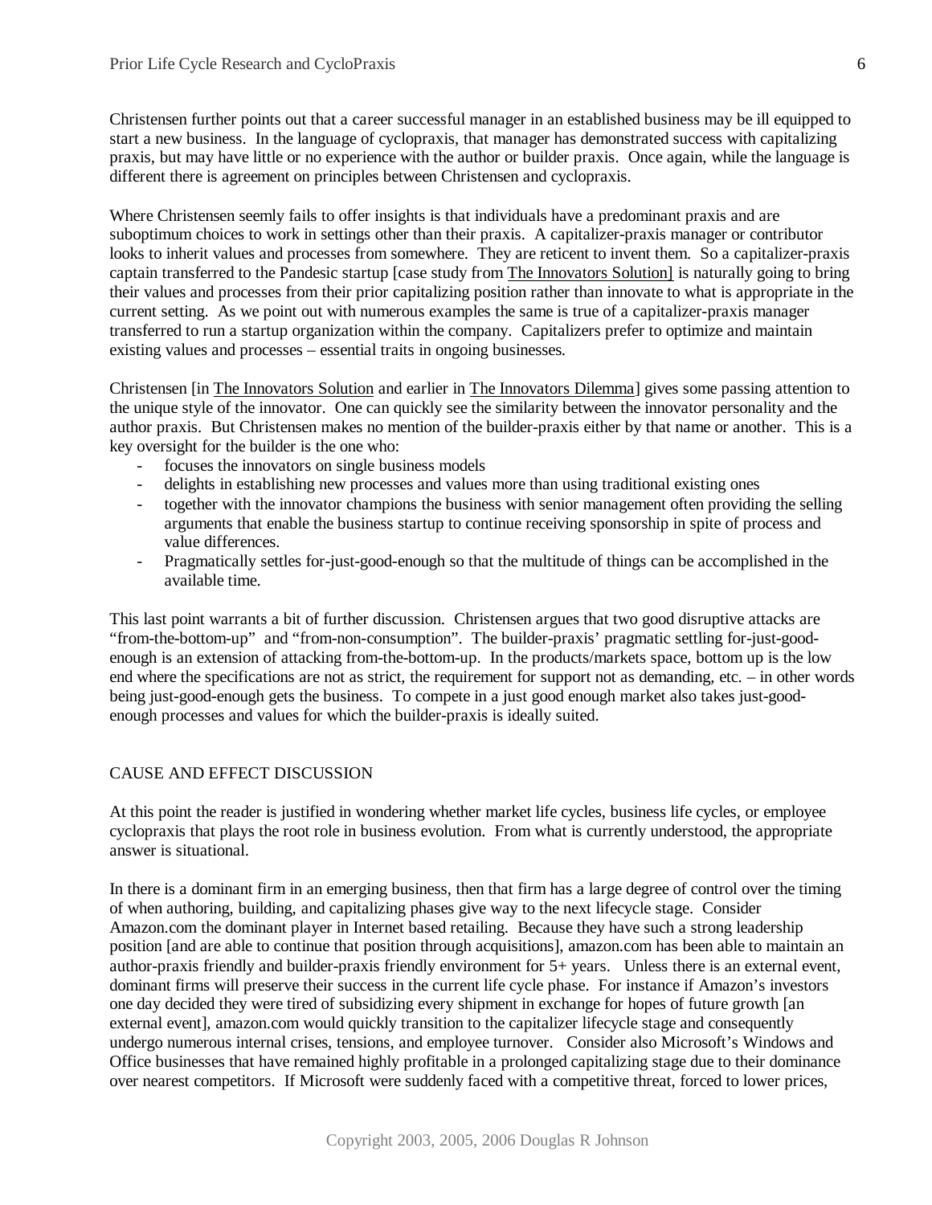Christensen further points out that a career successful manager in an established business may be ill equipped to start a new business. In the language of cyclopraxis, that manager has demonstrated success with capitalizing praxis, but may have little or no experience with the author or builder praxis. Once again, while the language is different there is agreement on principles between Christensen and cyclopraxis.

Where Christensen seemly fails to offer insights is that individuals have a predominant praxis and are suboptimum choices to work in settings other than their praxis. A capitalizer-praxis manager or contributor looks to inherit values and processes from somewhere. They are reticent to invent them. So a capitalizer-praxis captain transferred to the Pandesic startup [case study from The Innovators Solution] is naturally going to bring their values and processes from their prior capitalizing position rather than innovate to what is appropriate in the current setting. As we point out with numerous examples the same is true of a capitalizer-praxis manager transferred to run a startup organization within the company. Capitalizers prefer to optimize and maintain existing values and processes – essential traits in ongoing businesses.

Christensen [in The Innovators Solution and earlier in The Innovators Dilemma] gives some passing attention to the unique style of the innovator. One can quickly see the similarity between the innovator personality and the author praxis. But Christensen makes no mention of the builder-praxis either by that name or another. This is a key oversight for the builder is the one who:

- focuses the innovators on single business models
- delights in establishing new processes and values more than using traditional existing ones
- together with the innovator champions the business with senior management often providing the selling arguments that enable the business startup to continue receiving sponsorship in spite of process and value differences.
- Pragmatically settles for-just-good-enough so that the multitude of things can be accomplished in the available time.

This last point warrants a bit of further discussion. Christensen argues that two good disruptive attacks are "from-the-bottom-up" and "from-non-consumption". The builder-praxis' pragmatic settling for-just-good-enough is an extension of attacking from-the-bottom-up. In the products/markets space, bottom up is the low end where the specifications are not as strict, the requirement for support not as demanding, etc. – in other words being just-good-enough gets the business. To compete in a just good enough market also takes just-good-enough processes and values for which the builder-praxis is ideally suited.

## CAUSE AND EFFECT DISCUSSION

At this point the reader is justified in wondering whether market life cycles, business life cycles, or employee cyclopraxis that plays the root role in business evolution. From what is currently understood, the appropriate answer is situational.

In there is a dominant firm in an emerging business, then that firm has a large degree of control over the timing of when authoring, building, and capitalizing phases give way to the next lifecycle stage. Consider Amazon.com the dominant player in Internet based retailing. Because they have such a strong leadership position [and are able to continue that position through acquisitions], amazon.com has been able to maintain an author-praxis friendly and builder-praxis friendly environment for 5+ years. Unless there is an external event, dominant firms will preserve their success in the current life cycle phase. For instance if Amazon's investors one day decided they were tired of subsidizing every shipment in exchange for hopes of future growth [an external event], amazon.com would quickly transition to the capitalizer lifecycle stage and consequently undergo numerous internal crises, tensions, and employee turnover. Consider also Microsoft's Windows and Office businesses that have remained highly profitable in a prolonged capitalizing stage due to their dominance over nearest competitors. If Microsoft were suddenly faced with a competitive threat, forced to lower prices,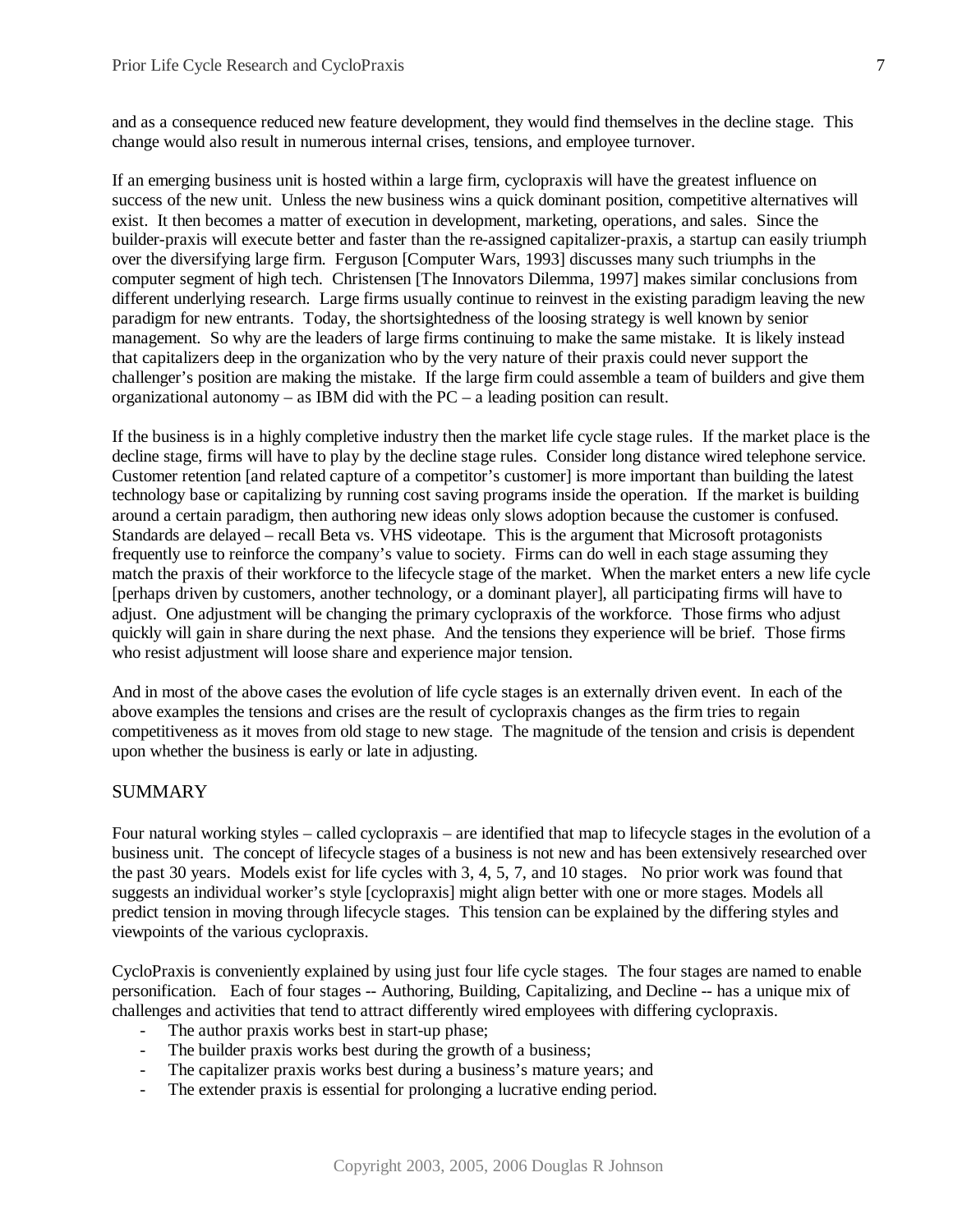and as a consequence reduced new feature development, they would find themselves in the decline stage. This change would also result in numerous internal crises, tensions, and employee turnover.

If an emerging business unit is hosted within a large firm, cyclopraxis will have the greatest influence on success of the new unit. Unless the new business wins a quick dominant position, competitive alternatives will exist. It then becomes a matter of execution in development, marketing, operations, and sales. Since the builder-praxis will execute better and faster than the re-assigned capitalizer-praxis, a startup can easily triumph over the diversifying large firm. Ferguson [Computer Wars, 1993] discusses many such triumphs in the computer segment of high tech. Christensen [The Innovators Dilemma, 1997] makes similar conclusions from different underlying research. Large firms usually continue to reinvest in the existing paradigm leaving the new paradigm for new entrants. Today, the shortsightedness of the loosing strategy is well known by senior management. So why are the leaders of large firms continuing to make the same mistake. It is likely instead that capitalizers deep in the organization who by the very nature of their praxis could never support the challenger's position are making the mistake. If the large firm could assemble a team of builders and give them organizational autonomy – as IBM did with the PC – a leading position can result.

If the business is in a highly completive industry then the market life cycle stage rules. If the market place is the decline stage, firms will have to play by the decline stage rules. Consider long distance wired telephone service. Customer retention [and related capture of a competitor's customer] is more important than building the latest technology base or capitalizing by running cost saving programs inside the operation. If the market is building around a certain paradigm, then authoring new ideas only slows adoption because the customer is confused. Standards are delayed – recall Beta vs. VHS videotape. This is the argument that Microsoft protagonists frequently use to reinforce the company's value to society. Firms can do well in each stage assuming they match the praxis of their workforce to the lifecycle stage of the market. When the market enters a new life cycle [perhaps driven by customers, another technology, or a dominant player], all participating firms will have to adjust. One adjustment will be changing the primary cyclopraxis of the workforce. Those firms who adjust quickly will gain in share during the next phase. And the tensions they experience will be brief. Those firms who resist adjustment will loose share and experience major tension.

And in most of the above cases the evolution of life cycle stages is an externally driven event. In each of the above examples the tensions and crises are the result of cyclopraxis changes as the firm tries to regain competitiveness as it moves from old stage to new stage. The magnitude of the tension and crisis is dependent upon whether the business is early or late in adjusting.

## SUMMARY

Four natural working styles – called cyclopraxis – are identified that map to lifecycle stages in the evolution of a business unit. The concept of lifecycle stages of a business is not new and has been extensively researched over the past 30 years. Models exist for life cycles with 3, 4, 5, 7, and 10 stages. No prior work was found that suggests an individual worker's style [cyclopraxis] might align better with one or more stages. Models all predict tension in moving through lifecycle stages. This tension can be explained by the differing styles and viewpoints of the various cyclopraxis.

CycloPraxis is conveniently explained by using just four life cycle stages. The four stages are named to enable personification. Each of four stages -- Authoring, Building, Capitalizing, and Decline -- has a unique mix of challenges and activities that tend to attract differently wired employees with differing cyclopraxis.

- The author praxis works best in start-up phase;
- The builder praxis works best during the growth of a business;
- The capitalizer praxis works best during a business's mature years; and
- The extender praxis is essential for prolonging a lucrative ending period.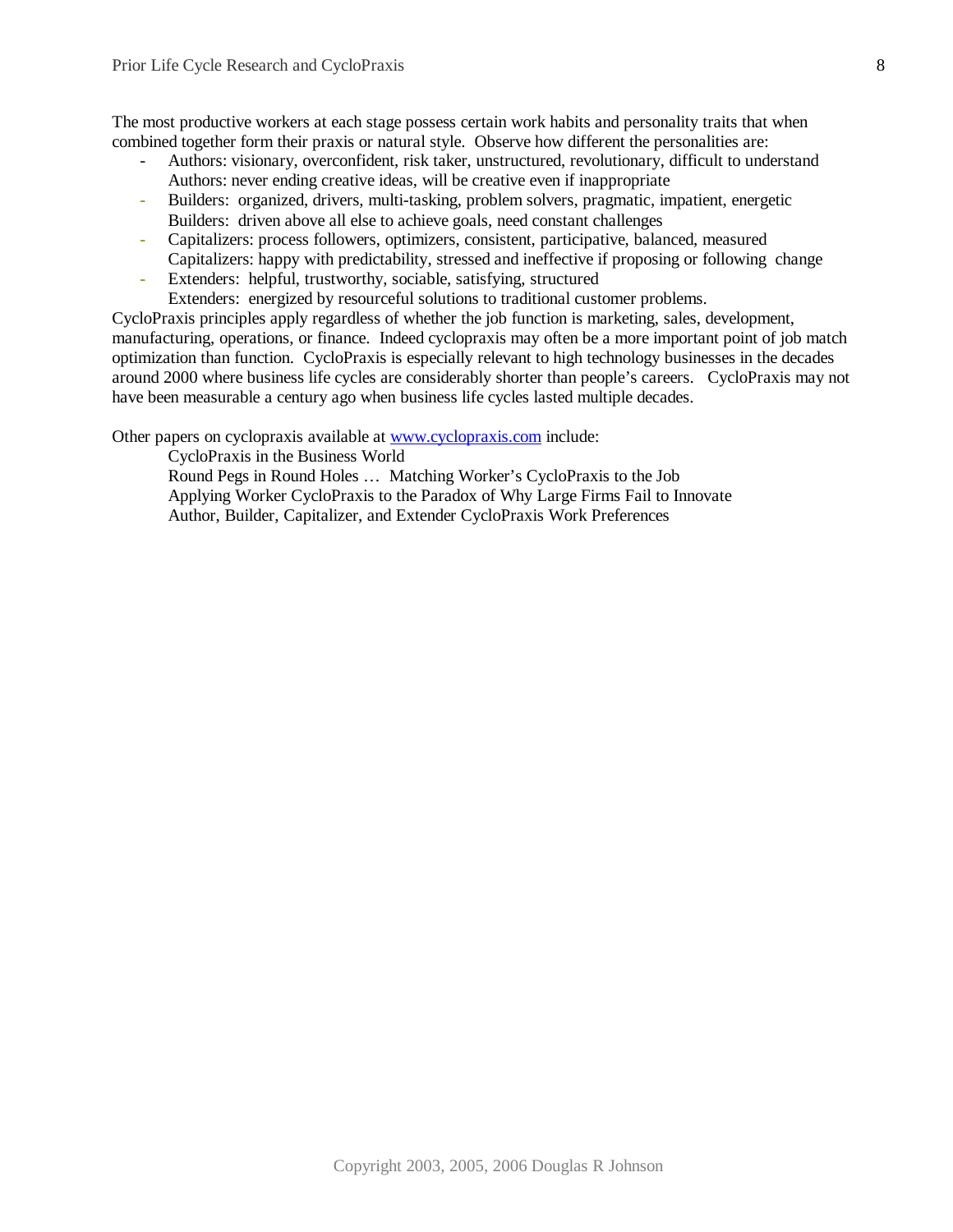The most productive workers at each stage possess certain work habits and personality traits that when combined together form their praxis or natural style. Observe how different the personalities are:

- Authors: visionary, overconfident, risk taker, unstructured, revolutionary, difficult to understand
  Authors: never ending creative ideas, will be creative even if inappropriate
- Builders: organized, drivers, multi-tasking, problem solvers, pragmatic, impatient, energetic
  Builders: driven above all else to achieve goals, need constant challenges
- Capitalizers: process followers, optimizers, consistent, participative, balanced, measured
  Capitalizers: happy with predictability, stressed and ineffective if proposing or following change
- Extenders: helpful, trustworthy, sociable, satisfying, structured
  Extenders: energized by resourceful solutions to traditional customer problems.

CycloPraxis principles apply regardless of whether the job function is marketing, sales, development, manufacturing, operations, or finance. Indeed cyclopraxis may often be a more important point of job match optimization than function. CycloPraxis is especially relevant to high technology businesses in the decades around 2000 where business life cycles are considerably shorter than people's careers. CycloPraxis may not have been measurable a century ago when business life cycles lasted multiple decades.

Other papers on cyclopraxis available at [www.cyclopraxis.com](http://www.cyclopraxis.com) include:

CycloPraxis in the Business World
Round Pegs in Round Holes … Matching Worker's CycloPraxis to the Job
Applying Worker CycloPraxis to the Paradox of Why Large Firms Fail to Innovate
Author, Builder, Capitalizer, and Extender CycloPraxis Work Preferences

Copyright 2003, 2005, 2006 Douglas R Johnson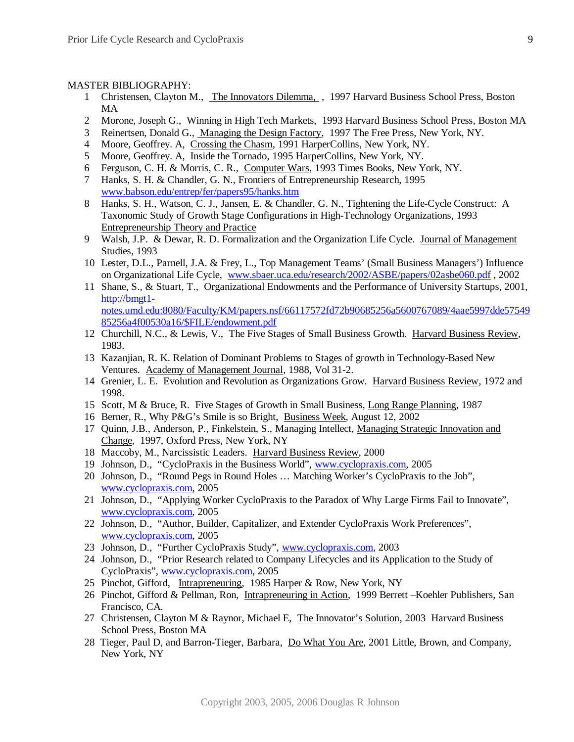MASTER BIBLIOGRAPHY:

1. Christensen, Clayton M., The Innovators Dilemma, , 1997 Harvard Business School Press, Boston MA
2. Morone, Joseph G., Winning in High Tech Markets, 1993 Harvard Business School Press, Boston MA
3. Reinertsen, Donald G., Managing the Design Factory, 1997 The Free Press, New York, NY.
4. Moore, Geoffrey. A, Crossing the Chasm, 1991 HarperCollins, New York, NY.
5. Moore, Geoffrey. A, Inside the Tornado, 1995 HarperCollins, New York, NY.
6. Ferguson, C. H. & Morris, C. R., Computer Wars, 1993 Times Books, New York, NY.
7. Hanks, S. H. & Chandler, G. N., Frontiers of Entrepreneurship Research, 1995 www.babson.edu/entrep/fer/papers95/hanks.htm
8. Hanks, S. H., Watson, C. J., Jansen, E. & Chandler, G. N., Tightening the Life-Cycle Construct: A Taxonomic Study of Growth Stage Configurations in High-Technology Organizations, 1993 Entrepreneurship Theory and Practice
9. Walsh, J.P. & Dewar, R. D. Formalization and the Organization Life Cycle. Journal of Management Studies, 1993
10. Lester, D.L., Parnell, J.A. & Frey, L., Top Management Teams' (Small Business Managers') Influence on Organizational Life Cycle, www.sbaer.uca.edu/research/2002/ASBE/papers/02asbe060.pdf , 2002
11. Shane, S., & Stuart, T., Organizational Endowments and the Performance of University Startups, 2001, http://bmgt1-notes.umd.edu:8080/Faculty/KM/papers.nsf/66117572fd72b90685256a5600767089/4aae5997dde5754985256a4f00530a16/$FILE/endowment.pdf
12. Churchill, N.C., & Lewis, V., The Five Stages of Small Business Growth. Harvard Business Review, 1983.
13. Kazanjian, R. K. Relation of Dominant Problems to Stages of growth in Technology-Based New Ventures. Academy of Management Journal, 1988, Vol 31-2.
14. Grenier, L. E. Evolution and Revolution as Organizations Grow. Harvard Business Review, 1972 and 1998.
15. Scott, M & Bruce, R. Five Stages of Growth in Small Business, Long Range Planning, 1987
16. Berner, R., Why P&G's Smile is so Bright, Business Week, August 12, 2002
17. Quinn, J.B., Anderson, P., Finkelstein, S., Managing Intellect, Managing Strategic Innovation and Change, 1997, Oxford Press, New York, NY
18. Maccoby, M., Narcissistic Leaders. Harvard Business Review, 2000
19. Johnson, D., "CycloPraxis in the Business World", www.cyclopraxis.com, 2005
20. Johnson, D., "Round Pegs in Round Holes … Matching Worker's CycloPraxis to the Job", www.cyclopraxis.com, 2005
21. Johnson, D., "Applying Worker CycloPraxis to the Paradox of Why Large Firms Fail to Innovate", www.cyclopraxis.com, 2005
22. Johnson, D., "Author, Builder, Capitalizer, and Extender CycloPraxis Work Preferences", www.cyclopraxis.com, 2005
23. Johnson, D., "Further CycloPraxis Study", www.cyclopraxis.com, 2003
24. Johnson, D., "Prior Research related to Company Lifecycles and its Application to the Study of CycloPraxis", www.cyclopraxis.com, 2005
25. Pinchot, Gifford, Intrapreneuring, 1985 Harper & Row, New York, NY
26. Pinchot, Gifford & Pellman, Ron, Intrapreneuring in Action, 1999 Berrett –Koehler Publishers, San Francisco, CA.
27. Christensen, Clayton M & Raynor, Michael E, The Innovator's Solution, 2003 Harvard Business School Press, Boston MA
28. Tieger, Paul D, and Barron-Tieger, Barbara, Do What You Are, 2001 Little, Brown, and Company, New York, NY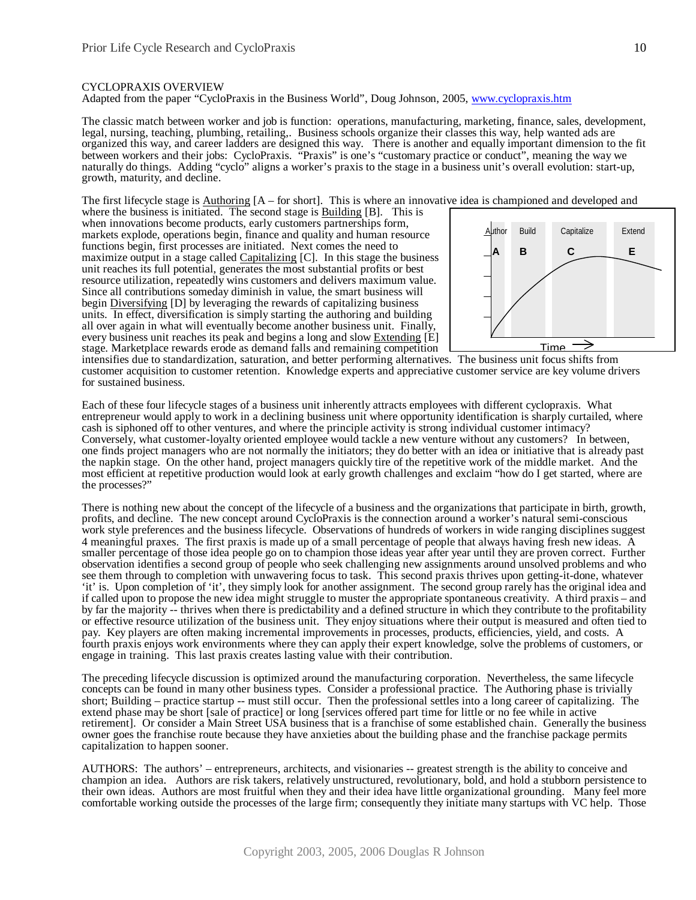CYCLOPRAXIS OVERVIEW

Adapted from the paper "CycloPraxis in the Business World", Doug Johnson, 2005, www.cyclopraxis.htm

The classic match between worker and job is function: operations, manufacturing, marketing, finance, sales, development, legal, nursing, teaching, plumbing, retailing,. Business schools organize their classes this way, help wanted ads are organized this way, and career ladders are designed this way. There is another and equally important dimension to the fit between workers and their jobs: CycloPraxis. "Praxis" is one's "customary practice or conduct", meaning the way we naturally do things. Adding "cyclo" aligns a worker's praxis to the stage in a business unit's overall evolution: start-up, growth, maturity, and decline.

The first lifecycle stage is Authoring [A – for short]. This is where an innovative idea is championed and developed and where the business is initiated. The second stage is Building [B]. This is when innovations become products, early customers partnerships form, markets explode, operations begin, finance and quality and human resource functions begin, first processes are initiated. Next comes the need to maximize output in a stage called Capitalizing [C]. In this stage the business unit reaches its full potential, generates the most substantial profits or best resource utilization, repeatedly wins customers and delivers maximum value. Since all contributions someday diminish in value, the smart business will begin Diversifying [D] by leveraging the rewards of capitalizing business units. In effect, diversification is simply starting the authoring and building all over again in what will eventually become another business unit. Finally, every business unit reaches its peak and begins a long and slow Extending [E] stage. Marketplace rewards erode as demand falls and remaining competition intensifies due to standardization, saturation, and better performing alternatives. The business unit focus shifts from customer acquisition to customer retention. Knowledge experts and appreciative customer service are key volume drivers for sustained business.

Author | Build | Capitalize | Extend

A | B | C | E

Time →

Each of these four lifecycle stages of a business unit inherently attracts employees with different cyclopraxis. What entrepreneur would apply to work in a declining business unit where opportunity identification is sharply curtailed, where cash is siphoned off to other ventures, and where the principle activity is strong individual customer intimacy? Conversely, what customer-loyalty oriented employee would tackle a new venture without any customers? In between, one finds project managers who are not normally the initiators; they do better with an idea or initiative that is already past the napkin stage. On the other hand, project managers quickly tire of the repetitive work of the middle market. And the most efficient at repetitive production would look at early growth challenges and exclaim "how do I get started, where are the processes?"

There is nothing new about the concept of the lifecycle of a business and the organizations that participate in birth, growth, profits, and decline. The new concept around CycloPraxis is the connection around a worker's natural semi-conscious work style preferences and the business lifecycle. Observations of hundreds of workers in wide ranging disciplines suggest 4 meaningful praxes. The first praxis is made up of a small percentage of people that always having fresh new ideas. A smaller percentage of those idea people go on to champion those ideas year after year until they are proven correct. Further observation identifies a second group of people who seek challenging new assignments around unsolved problems and who see them through to completion with unwavering focus to task. This second praxis thrives upon getting-it-done, whatever 'it' is. Upon completion of 'it', they simply look for another assignment. The second group rarely has the original idea and if called upon to propose the new idea might struggle to muster the appropriate spontaneous creativity. A third praxis – and by far the majority -- thrives when there is predictability and a defined structure in which they contribute to the profitability or effective resource utilization of the business unit. They enjoy situations where their output is measured and often tied to pay. Key players are often making incremental improvements in processes, products, efficiencies, yield, and costs. A fourth praxis enjoys work environments where they can apply their expert knowledge, solve the problems of customers, or engage in training. This last praxis creates lasting value with their contribution.

The preceding lifecycle discussion is optimized around the manufacturing corporation. Nevertheless, the same lifecycle concepts can be found in many other business types. Consider a professional practice. The Authoring phase is trivially short; Building – practice startup -- must still occur. Then the professional settles into a long career of capitalizing. The extend phase may be short [sale of practice] or long [services offered part time for little or no fee while in active retirement]. Or consider a Main Street USA business that is a franchise of some established chain. Generally the business owner goes the franchise route because they have anxieties about the building phase and the franchise package permits capitalization to happen sooner.

AUTHORS: The authors' – entrepreneurs, architects, and visionaries -- greatest strength is the ability to conceive and champion an idea. Authors are risk takers, relatively unstructured, revolutionary, bold, and hold a stubborn persistence to their own ideas. Authors are most fruitful when they and their idea have little organizational grounding. Many feel more comfortable working outside the processes of the large firm; consequently they initiate many startups with VC help. Those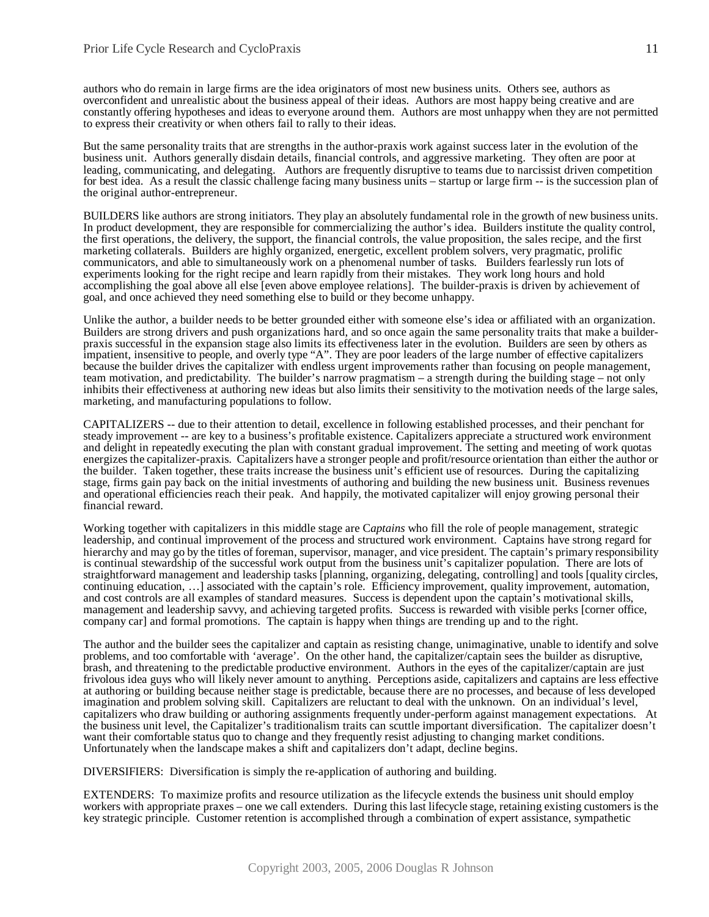authors who do remain in large firms are the idea originators of most new business units. Others see, authors as overconfident and unrealistic about the business appeal of their ideas. Authors are most happy being creative and are constantly offering hypotheses and ideas to everyone around them. Authors are most unhappy when they are not permitted to express their creativity or when others fail to rally to their ideas.

But the same personality traits that are strengths in the author-praxis work against success later in the evolution of the business unit. Authors generally disdain details, financial controls, and aggressive marketing. They often are poor at leading, communicating, and delegating. Authors are frequently disruptive to teams due to narcissist driven competition for best idea. As a result the classic challenge facing many business units – startup or large firm -- is the succession plan of the original author-entrepreneur.

BUILDERS like authors are strong initiators. They play an absolutely fundamental role in the growth of new business units. In product development, they are responsible for commercializing the author's idea. Builders institute the quality control, the first operations, the delivery, the support, the financial controls, the value proposition, the sales recipe, and the first marketing collaterals. Builders are highly organized, energetic, excellent problem solvers, very pragmatic, prolific communicators, and able to simultaneously work on a phenomenal number of tasks. Builders fearlessly run lots of experiments looking for the right recipe and learn rapidly from their mistakes. They work long hours and hold accomplishing the goal above all else [even above employee relations]. The builder-praxis is driven by achievement of goal, and once achieved they need something else to build or they become unhappy.

Unlike the author, a builder needs to be better grounded either with someone else's idea or affiliated with an organization. Builders are strong drivers and push organizations hard, and so once again the same personality traits that make a builder-praxis successful in the expansion stage also limits its effectiveness later in the evolution. Builders are seen by others as impatient, insensitive to people, and overly type "A". They are poor leaders of the large number of effective capitalizers because the builder drives the capitalizer with endless urgent improvements rather than focusing on people management, team motivation, and predictability. The builder's narrow pragmatism – a strength during the building stage – not only inhibits their effectiveness at authoring new ideas but also limits their sensitivity to the motivation needs of the large sales, marketing, and manufacturing populations to follow.

CAPITALIZERS -- due to their attention to detail, excellence in following established processes, and their penchant for steady improvement -- are key to a business's profitable existence. Capitalizers appreciate a structured work environment and delight in repeatedly executing the plan with constant gradual improvement. The setting and meeting of work quotas energizes the capitalizer-praxis. Capitalizers have a stronger people and profit/resource orientation than either the author or the builder. Taken together, these traits increase the business unit's efficient use of resources. During the capitalizing stage, firms gain pay back on the initial investments of authoring and building the new business unit. Business revenues and operational efficiencies reach their peak. And happily, the motivated capitalizer will enjoy growing personal their financial reward.

Working together with capitalizers in this middle stage are C*aptains* who fill the role of people management, strategic leadership, and continual improvement of the process and structured work environment. Captains have strong regard for hierarchy and may go by the titles of foreman, supervisor, manager, and vice president. The captain's primary responsibility is continual stewardship of the successful work output from the business unit's capitalizer population. There are lots of straightforward management and leadership tasks [planning, organizing, delegating, controlling] and tools [quality circles, continuing education, …] associated with the captain's role. Efficiency improvement, quality improvement, automation, and cost controls are all examples of standard measures. Success is dependent upon the captain's motivational skills, management and leadership savvy, and achieving targeted profits. Success is rewarded with visible perks [corner office, company car] and formal promotions. The captain is happy when things are trending up and to the right.

The author and the builder sees the capitalizer and captain as resisting change, unimaginative, unable to identify and solve problems, and too comfortable with 'average'. On the other hand, the capitalizer/captain sees the builder as disruptive, brash, and threatening to the predictable productive environment. Authors in the eyes of the capitalizer/captain are just frivolous idea guys who will likely never amount to anything. Perceptions aside, capitalizers and captains are less effective at authoring or building because neither stage is predictable, because there are no processes, and because of less developed imagination and problem solving skill. Capitalizers are reluctant to deal with the unknown. On an individual's level, capitalizers who draw building or authoring assignments frequently under-perform against management expectations. At the business unit level, the Capitalizer's traditionalism traits can scuttle important diversification. The capitalizer doesn't want their comfortable status quo to change and they frequently resist adjusting to changing market conditions. Unfortunately when the landscape makes a shift and capitalizers don't adapt, decline begins.

DIVERSIFIERS: Diversification is simply the re-application of authoring and building.

EXTENDERS: To maximize profits and resource utilization as the lifecycle extends the business unit should employ workers with appropriate praxes – one we call extenders. During this last lifecycle stage, retaining existing customers is the key strategic principle. Customer retention is accomplished through a combination of expert assistance, sympathetic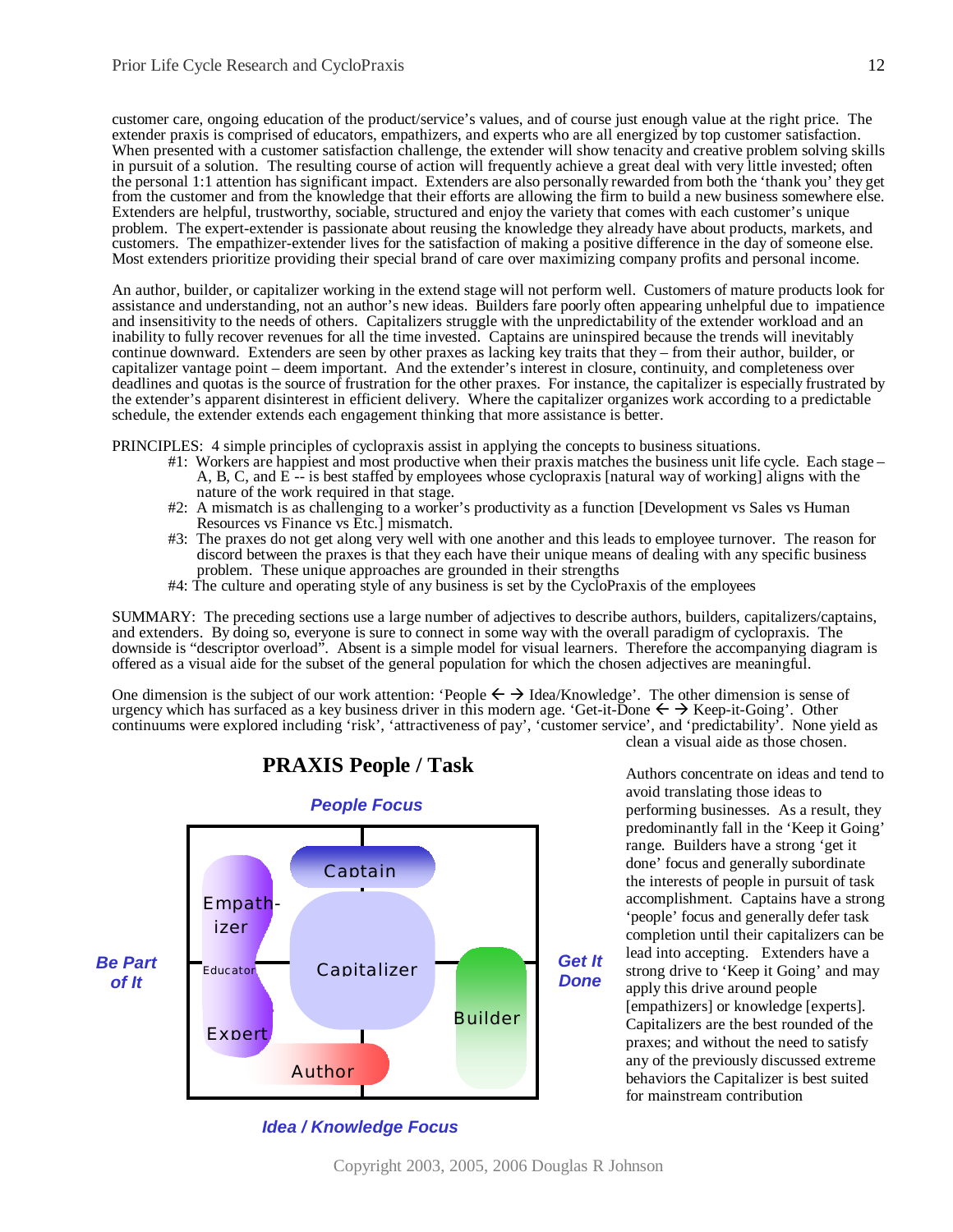customer care, ongoing education of the product/service's values, and of course just enough value at the right price. The extender praxis is comprised of educators, empathizers, and experts who are all energized by top customer satisfaction. When presented with a customer satisfaction challenge, the extender will show tenacity and creative problem solving skills in pursuit of a solution. The resulting course of action will frequently achieve a great deal with very little invested; often the personal 1:1 attention has significant impact. Extenders are also personally rewarded from both the 'thank you' they get from the customer and from the knowledge that their efforts are allowing the firm to build a new business somewhere else. Extenders are helpful, trustworthy, sociable, structured and enjoy the variety that comes with each customer's unique problem. The expert-extender is passionate about reusing the knowledge they already have about products, markets, and customers. The empathizer-extender lives for the satisfaction of making a positive difference in the day of someone else. Most extenders prioritize providing their special brand of care over maximizing company profits and personal income.

An author, builder, or capitalizer working in the extend stage will not perform well. Customers of mature products look for assistance and understanding, not an author's new ideas. Builders fare poorly often appearing unhelpful due to impatience and insensitivity to the needs of others. Capitalizers struggle with the unpredictability of the extender workload and an inability to fully recover revenues for all the time invested. Captains are uninspired because the trends will inevitably continue downward. Extenders are seen by other praxes as lacking key traits that they – from their author, builder, or capitalizer vantage point – deem important. And the extender's interest in closure, continuity, and completeness over deadlines and quotas is the source of frustration for the other praxes. For instance, the capitalizer is especially frustrated by the extender's apparent disinterest in efficient delivery. Where the capitalizer organizes work according to a predictable schedule, the extender extends each engagement thinking that more assistance is better.

PRINCIPLES: 4 simple principles of cyclopraxis assist in applying the concepts to business situations.

- #1: Workers are happiest and most productive when their praxis matches the business unit life cycle. Each stage – A, B, C, and E -- is best staffed by employees whose cyclopraxis [natural way of working] aligns with the nature of the work required in that stage.
- #2: A mismatch is as challenging to a worker's productivity as a function [Development vs Sales vs Human Resources vs Finance vs Etc.] mismatch.
- #3: The praxes do not get along very well with one another and this leads to employee turnover. The reason for discord between the praxes is that they each have their unique means of dealing with any specific business problem. These unique approaches are grounded in their strengths
- #4: The culture and operating style of any business is set by the CycloPraxis of the employees

SUMMARY: The preceding sections use a large number of adjectives to describe authors, builders, capitalizers/captains, and extenders. By doing so, everyone is sure to connect in some way with the overall paradigm of cyclopraxis. The downside is "descriptor overload". Absent is a simple model for visual learners. Therefore the accompanying diagram is offered as a visual aide for the subset of the general population for which the chosen adjectives are meaningful.

One dimension is the subject of our work attention: 'People ←→ Idea/Knowledge'. The other dimension is sense of urgency which has surfaced as a key business driver in this modern age. 'Get-it-Done ←→ Keep-it-Going'. Other continuums were explored including 'risk', 'attractiveness of pay', 'customer service', and 'predictability'. None yield as clean a visual aide as those chosen.

**PRAXIS People / Task**

People Focus

Captain

Empathizer

Educator

Capitalizer

Expert

Builder

Author

Be Part of It

Get It Done

Idea / Knowledge Focus

Authors concentrate on ideas and tend to avoid translating those ideas to performing businesses. As a result, they predominantly fall in the 'Keep it Going' range. Builders have a strong 'get it done' focus and generally subordinate the interests of people in pursuit of task accomplishment. Captains have a strong 'people' focus and generally defer task completion until their capitalizers can be lead into accepting. Extenders have a strong drive to 'Keep it Going' and may apply this drive around people [empathizers] or knowledge [experts]. Capitalizers are the best rounded of the praxes; and without the need to satisfy any of the previously discussed extreme behaviors the Capitalizer is best suited for mainstream contribution

Copyright 2003, 2005, 2006 Douglas R Johnson